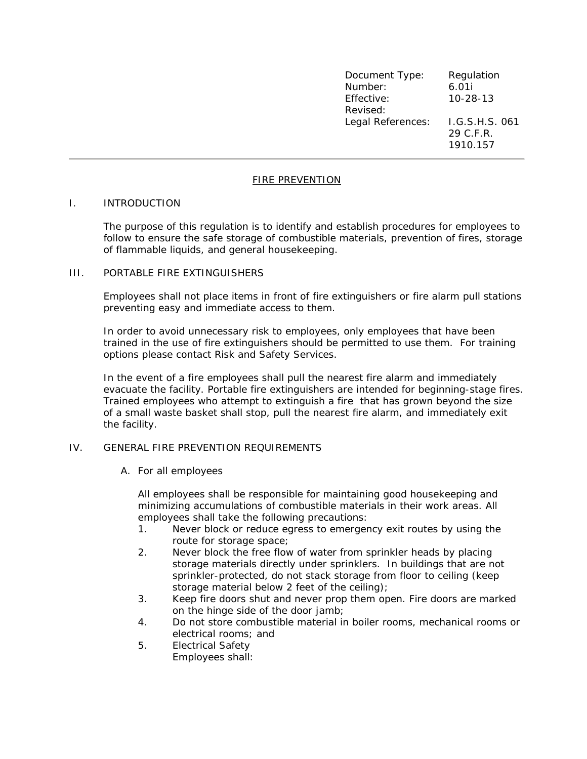| | |
|---|---|
| Document Type: | Regulation |
| Number: | 6.01i |
| Effective: | 10-28-13 |
| Revised: | |
| Legal References: | I.G.S.H.S. 061<br>29 C.F.R. 1910.157 |

---

# FIRE PREVENTION

## I. INTRODUCTION

The purpose of this regulation is to identify and establish procedures for employees to follow to ensure the safe storage of combustible materials, prevention of fires, storage of flammable liquids, and general housekeeping.

## III. PORTABLE FIRE EXTINGUISHERS

Employees shall not place items in front of fire extinguishers or fire alarm pull stations preventing easy and immediate access to them.

In order to avoid unnecessary risk to employees, only employees that have been trained in the use of fire extinguishers should be permitted to use them. For training options please contact Risk and Safety Services.

In the event of a fire employees shall pull the nearest fire alarm and immediately evacuate the facility. Portable fire extinguishers are intended for beginning-stage fires. Trained employees who attempt to extinguish a fire that has grown beyond the size of a small waste basket shall stop, pull the nearest fire alarm, and immediately exit the facility.

## IV. GENERAL FIRE PREVENTION REQUIREMENTS

### A. For all employees

All employees shall be responsible for maintaining good housekeeping and minimizing accumulations of combustible materials in their work areas. All employees shall take the following precautions:

1. Never block or reduce egress to emergency exit routes by using the route for storage space;
2. Never block the free flow of water from sprinkler heads by placing storage materials directly under sprinklers. In buildings that are not sprinkler-protected, do not stack storage from floor to ceiling (keep storage material below 2 feet of the ceiling);
3. Keep fire doors shut and never prop them open. Fire doors are marked on the hinge side of the door jamb;
4. Do not store combustible material in boiler rooms, mechanical rooms or electrical rooms; and
5. Electrical Safety
   Employees shall: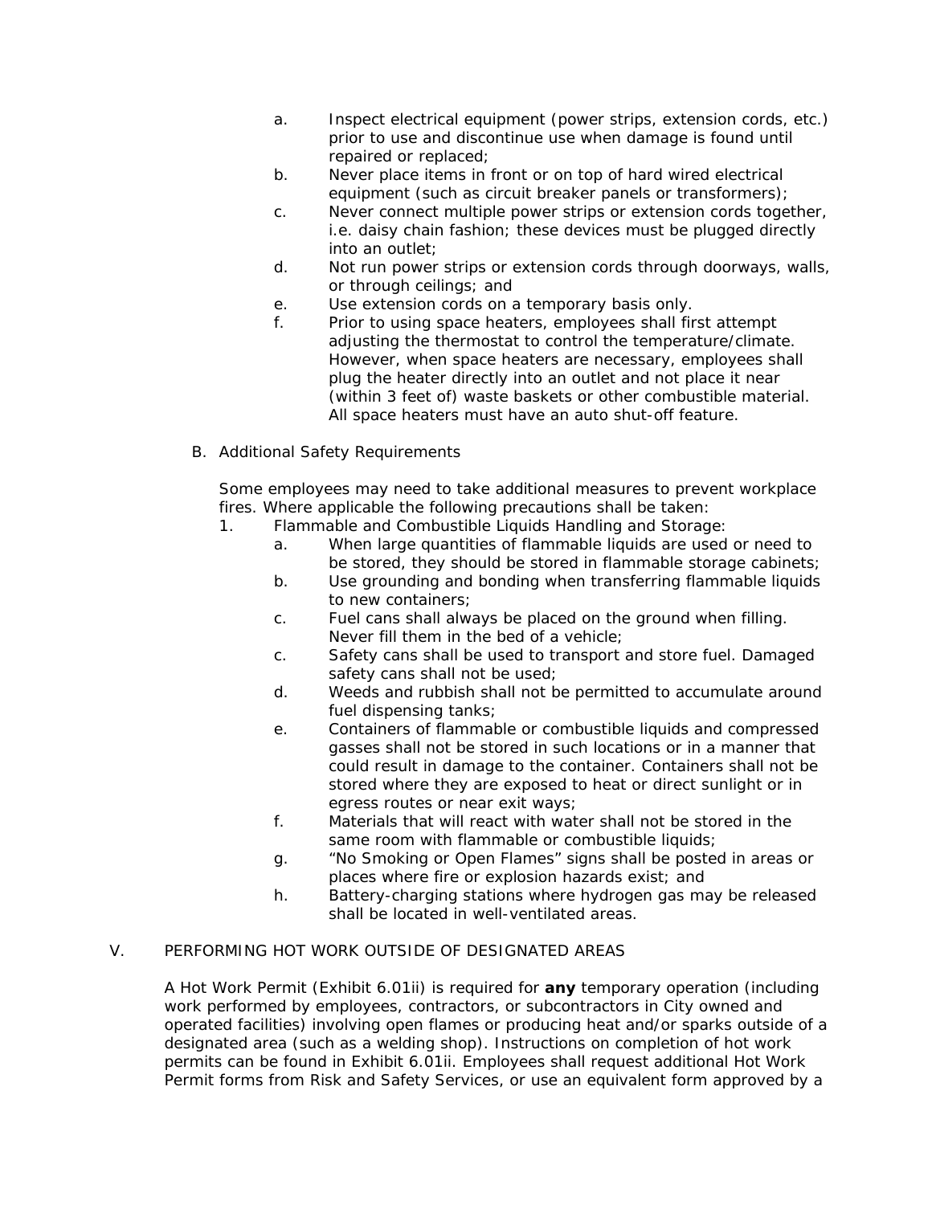a. Inspect electrical equipment (power strips, extension cords, etc.) prior to use and discontinue use when damage is found until repaired or replaced;
b. Never place items in front or on top of hard wired electrical equipment (such as circuit breaker panels or transformers);
c. Never connect multiple power strips or extension cords together, i.e. daisy chain fashion; these devices must be plugged directly into an outlet;
d. Not run power strips or extension cords through doorways, walls, or through ceilings; and
e. Use extension cords on a temporary basis only.
f. Prior to using space heaters, employees shall first attempt adjusting the thermostat to control the temperature/climate. However, when space heaters are necessary, employees shall plug the heater directly into an outlet and not place it near (within 3 feet of) waste baskets or other combustible material. All space heaters must have an auto shut-off feature.

B. Additional Safety Requirements

Some employees may need to take additional measures to prevent workplace fires. Where applicable the following precautions shall be taken:

1. Flammable and Combustible Liquids Handling and Storage:
   a. When large quantities of flammable liquids are used or need to be stored, they should be stored in flammable storage cabinets;
   b. Use grounding and bonding when transferring flammable liquids to new containers;
   c. Fuel cans shall always be placed on the ground when filling. Never fill them in the bed of a vehicle;
   c. Safety cans shall be used to transport and store fuel. Damaged safety cans shall not be used;
   d. Weeds and rubbish shall not be permitted to accumulate around fuel dispensing tanks;
   e. Containers of flammable or combustible liquids and compressed gasses shall not be stored in such locations or in a manner that could result in damage to the container. Containers shall not be stored where they are exposed to heat or direct sunlight or in egress routes or near exit ways;
   f. Materials that will react with water shall not be stored in the same room with flammable or combustible liquids;
   g. "No Smoking or Open Flames" signs shall be posted in areas or places where fire or explosion hazards exist; and
   h. Battery-charging stations where hydrogen gas may be released shall be located in well-ventilated areas.

V. PERFORMING HOT WORK OUTSIDE OF DESIGNATED AREAS

A Hot Work Permit (Exhibit 6.01ii) is required for **any** temporary operation (including work performed by employees, contractors, or subcontractors in City owned and operated facilities) involving open flames or producing heat and/or sparks outside of a designated area (such as a welding shop). Instructions on completion of hot work permits can be found in Exhibit 6.01ii. Employees shall request additional Hot Work Permit forms from Risk and Safety Services, or use an equivalent form approved by a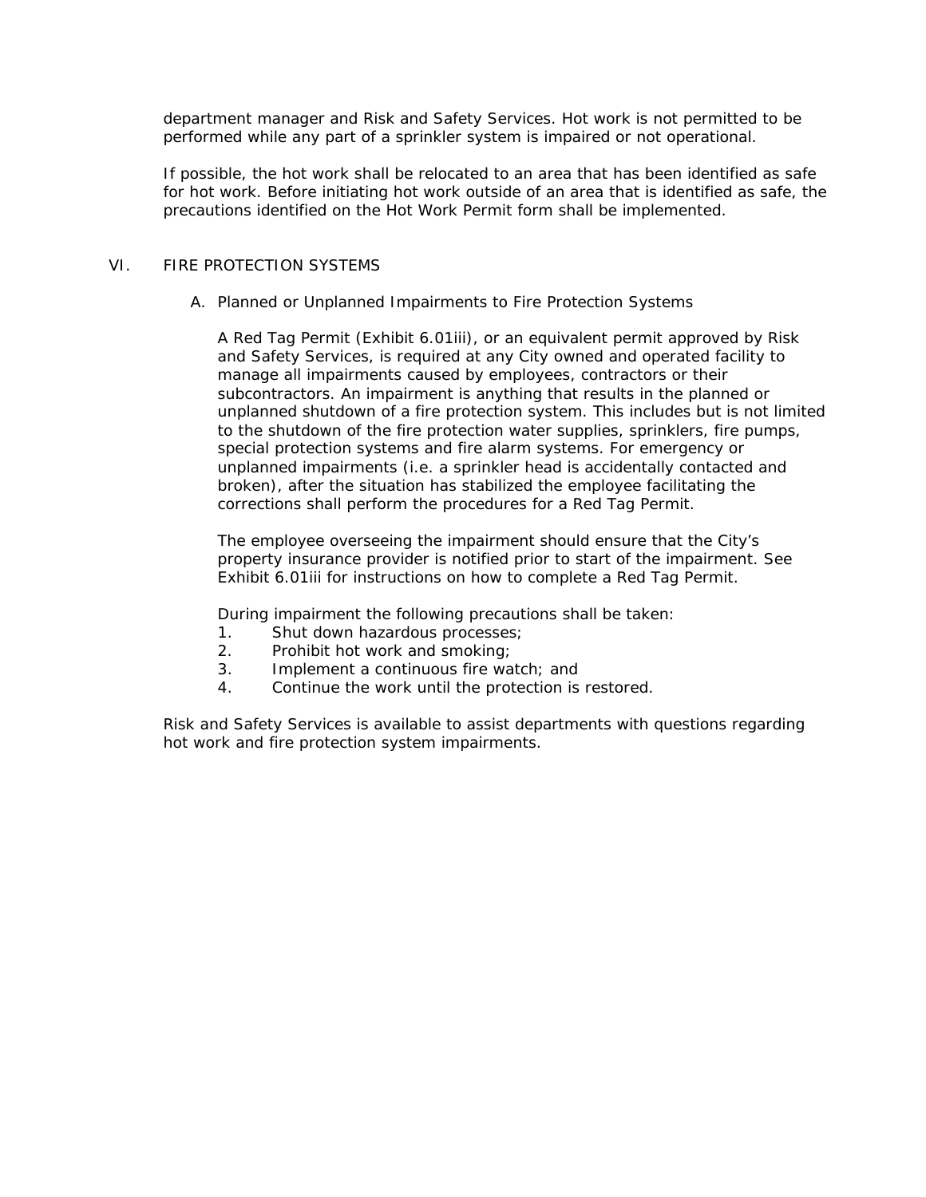department manager and Risk and Safety Services. Hot work is not permitted to be performed while any part of a sprinkler system is impaired or not operational.

If possible, the hot work shall be relocated to an area that has been identified as safe for hot work. Before initiating hot work outside of an area that is identified as safe, the precautions identified on the Hot Work Permit form shall be implemented.

## VI. FIRE PROTECTION SYSTEMS

### A. Planned or Unplanned Impairments to Fire Protection Systems

A Red Tag Permit (Exhibit 6.01iii), or an equivalent permit approved by Risk and Safety Services, is required at any City owned and operated facility to manage all impairments caused by employees, contractors or their subcontractors. An impairment is anything that results in the planned or unplanned shutdown of a fire protection system. This includes but is not limited to the shutdown of the fire protection water supplies, sprinklers, fire pumps, special protection systems and fire alarm systems. For emergency or unplanned impairments (i.e. a sprinkler head is accidentally contacted and broken), after the situation has stabilized the employee facilitating the corrections shall perform the procedures for a Red Tag Permit.

The employee overseeing the impairment should ensure that the City's property insurance provider is notified prior to start of the impairment. See Exhibit 6.01iii for instructions on how to complete a Red Tag Permit.

During impairment the following precautions shall be taken:

1. Shut down hazardous processes;
2. Prohibit hot work and smoking;
3. Implement a continuous fire watch; and
4. Continue the work until the protection is restored.

Risk and Safety Services is available to assist departments with questions regarding hot work and fire protection system impairments.